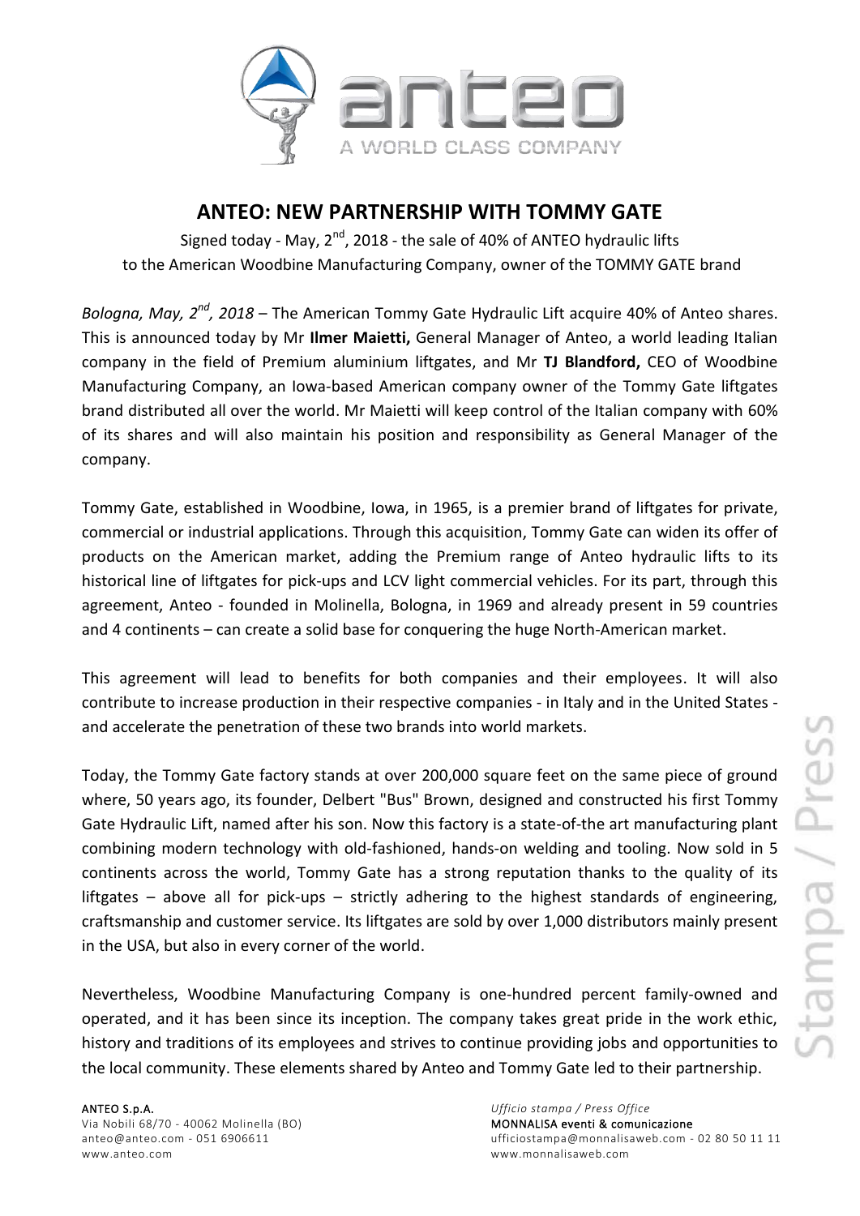# ANTEO: NEW PARTNERSHIP WITH TOMMY GATE

Signed today - May, 2nd, 2018 - the sale of 40% of ANTEO hydraulic lifts to the American Woodbine Manufacturing Company, owner of the TOMMY GATE brand

*Bologna, May, 2nd, 2018* – The American Tommy Gate Hydraulic Lift acquire 40% of Anteo shares. This is announced today by Mr **Ilmer Maietti,** General Manager of Anteo, a world leading Italian company in the field of Premium aluminium liftgates, and Mr **TJ Blandford,** CEO of Woodbine Manufacturing Company, an Iowa-based American company owner of the Tommy Gate liftgates brand distributed all over the world. Mr Maietti will keep control of the Italian company with 60% of its shares and will also maintain his position and responsibility as General Manager of the company.

Tommy Gate, established in Woodbine, Iowa, in 1965, is a premier brand of liftgates for private, commercial or industrial applications. Through this acquisition, Tommy Gate can widen its offer of products on the American market, adding the Premium range of Anteo hydraulic lifts to its historical line of liftgates for pick-ups and LCV light commercial vehicles. For its part, through this agreement, Anteo - founded in Molinella, Bologna, in 1969 and already present in 59 countries and 4 continents – can create a solid base for conquering the huge North-American market.

This agreement will lead to benefits for both companies and their employees. It will also contribute to increase production in their respective companies - in Italy and in the United States - and accelerate the penetration of these two brands into world markets.

Today, the Tommy Gate factory stands at over 200,000 square feet on the same piece of ground where, 50 years ago, its founder, Delbert "Bus" Brown, designed and constructed his first Tommy Gate Hydraulic Lift, named after his son. Now this factory is a state-of-the art manufacturing plant combining modern technology with old-fashioned, hands-on welding and tooling. Now sold in 5 continents across the world, Tommy Gate has a strong reputation thanks to the quality of its liftgates – above all for pick-ups – strictly adhering to the highest standards of engineering, craftsmanship and customer service. Its liftgates are sold by over 1,000 distributors mainly present in the USA, but also in every corner of the world.

Nevertheless, Woodbine Manufacturing Company is one-hundred percent family-owned and operated, and it has been since its inception. The company takes great pride in the work ethic, history and traditions of its employees and strives to continue providing jobs and opportunities to the local community. These elements shared by Anteo and Tommy Gate led to their partnership.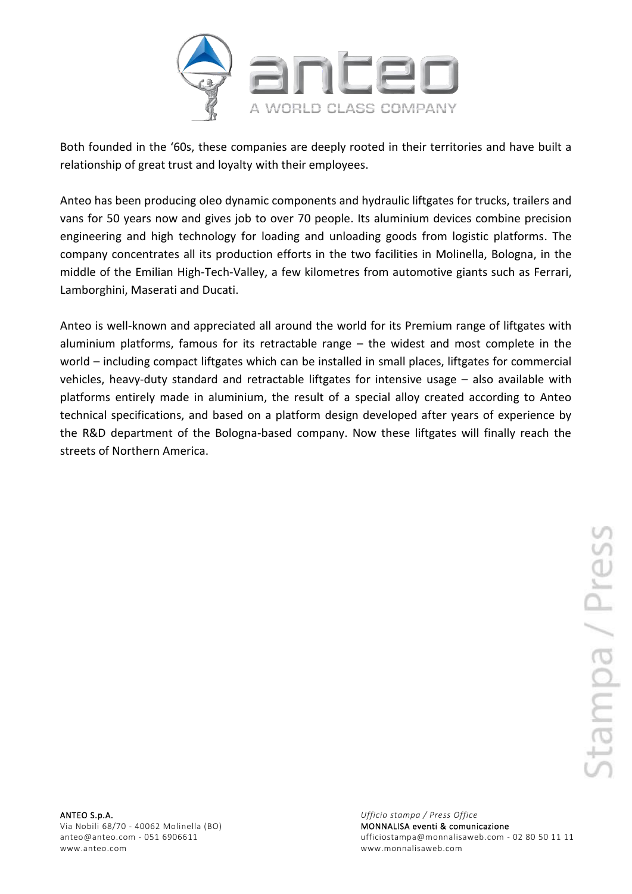Both founded in the '60s, these companies are deeply rooted in their territories and have built a relationship of great trust and loyalty with their employees.

Anteo has been producing oleo dynamic components and hydraulic liftgates for trucks, trailers and vans for 50 years now and gives job to over 70 people. Its aluminium devices combine precision engineering and high technology for loading and unloading goods from logistic platforms. The company concentrates all its production efforts in the two facilities in Molinella, Bologna, in the middle of the Emilian High-Tech-Valley, a few kilometres from automotive giants such as Ferrari, Lamborghini, Maserati and Ducati.

Anteo is well-known and appreciated all around the world for its Premium range of liftgates with aluminium platforms, famous for its retractable range – the widest and most complete in the world – including compact liftgates which can be installed in small places, liftgates for commercial vehicles, heavy-duty standard and retractable liftgates for intensive usage – also available with platforms entirely made in aluminium, the result of a special alloy created according to Anteo technical specifications, and based on a platform design developed after years of experience by the R&D department of the Bologna-based company. Now these liftgates will finally reach the streets of Northern America.